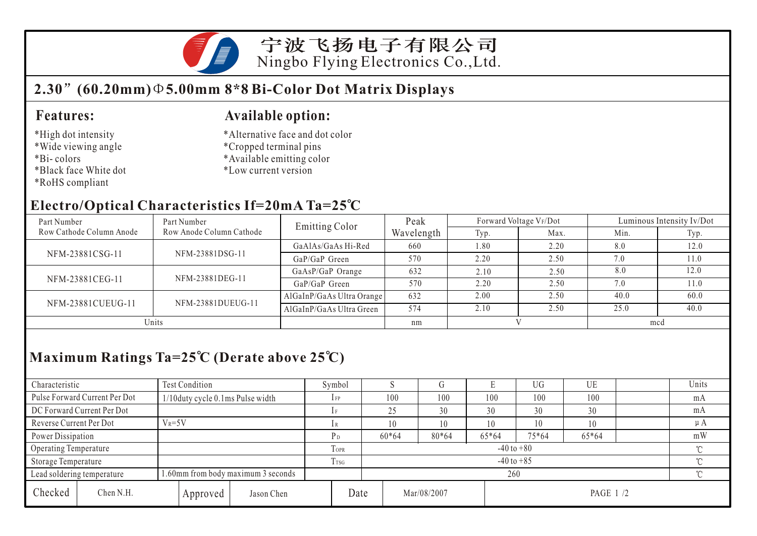# 宁波飞扬电子有限公司
Ningbo Flying Electronics Co.,Ltd.

## 2.30”(60.20mm)Φ5.00mm 8*8 Bi-Color Dot Matrix Displays

### Features:

*High dot intensity
*Wide viewing angle
*Bi- colors
*Black face White dot
*RoHS compliant

### Available option:

*Alternative face and dot color
*Cropped terminal pins
*Available emitting color
*Low current version

### Electro/Optical Characteristics If=20mA Ta=25℃

| Part Number Row Cathode Column Anode | Part Number Row Anode Column Cathode | Emitting Color | Peak Wavelength | Forward Voltage $V_F$/Dot | | Luminous Intensity Iv/Dot | |
|---|---|---|---|---|---|---|---|
| | | | | Typ. | Max. | Min. | Typ. |
| NFM-23881CSG-11 | NFM-23881DSG-11 | GaAlAs/GaAs Hi-Red | 660 | 1.80 | 2.20 | 8.0 | 12.0 |
| | | GaP/GaP Green | 570 | 2.20 | 2.50 | 7.0 | 11.0 |
| NFM-23881CEG-11 | NFM-23881DEG-11 | GaAsP/GaP Orange | 632 | 2.10 | 2.50 | 8.0 | 12.0 |
| | | GaP/GaP Green | 570 | 2.20 | 2.50 | 7.0 | 11.0 |
| NFM-23881CUEUG-11 | NFM-23881DUEUG-11 | AlGaInP/GaAs Ultra Orange | 632 | 2.00 | 2.50 | 40.0 | 60.0 |
| | | AlGaInP/GaAs Ultra Green | 574 | 2.10 | 2.50 | 25.0 | 40.0 |
| Units | | | nm | V | | mcd | |

### Maximum Ratings Ta=25℃ (Derate above 25℃)

| Characteristic | Test Condition | Symbol | S | G | E | UG | UE | | Units |
|---|---|---|---|---|---|---|---|---|---|
| Pulse Forward Current Per Dot | 1/10duty cycle 0.1ms Pulse width | $I_{FP}$ | 100 | 100 | 100 | 100 | 100 | | mA |
| DC Forward Current Per Dot | | $I_F$ | 25 | 30 | 30 | 30 | 30 | | mA |
| Reverse Current Per Dot | $V_R$=5V | $I_R$ | 10 | 10 | 10 | 10 | 10 | | μA |
| Power Dissipation | | $P_D$ | 60*64 | 80*64 | 65*64 | 75*64 | 65*64 | | mW |
| Operating Temperature | | $T_{OPR}$ | -40 to +80 | | | | | | ℃ |
| Storage Temperature | | $T_{TSG}$ | -40 to +85 | | | | | | ℃ |
| Lead soldering temperature | 1.60mm from body maximum 3 seconds | | 260 | | | | | | ℃ |

| Checked | Chen N.H. | Approved | Jason Chen | Date | Mar/08/2007 |
|---|---|---|---|---|---|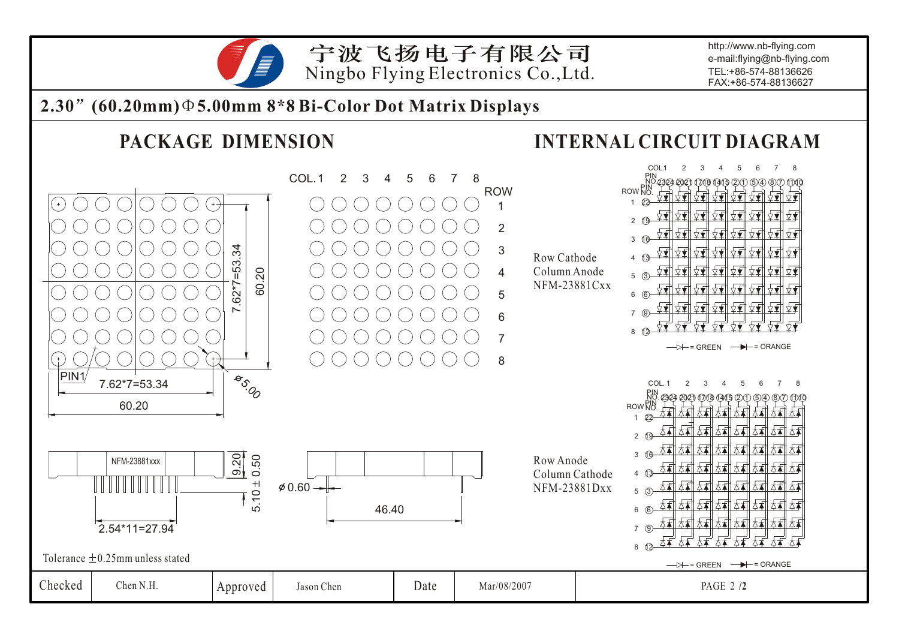宁波飞扬电子有限公司
Ningbo Flying Electronics Co.,Ltd.

http://www.nb-flying.com
e-mail:flying@nb-flying.com
TEL:+86-574-88136626
FAX:+86-574-88136627

## 2.30”(60.20mm)Φ5.00mm 8*8 Bi-Color Dot Matrix Displays

## PACKAGE DIMENSION

COL.1 2 3 4 5 6 7 8
ROW 1 2 3 4 5 6 7 8

7.62*7=53.34
60.20
PIN1
7.62*7=53.34
60.20
ø5.00

NFM-23881xxx
9.20
5.10±0.50
ø0.60
46.40
2.54*11=27.94

Tolerance ±0.25mm unless stated

## INTERNAL CIRCUIT DIAGRAM

Row Cathode
Column Anode
NFM-23881Cxx

COL.1 2 3 4 5 6 7 8
PIN NO. 23 24 20 21 17 18 14 15 2 1 5 4 8 7 11 10
ROW PIN NO.
1 22
2 19
3 16
4 13
5 3
6 6
7 9
8 12

= GREEN = ORANGE

Row Anode
Column Cathode
NFM-23881Dxx

COL.1 2 3 4 5 6 7 8
PIN NO. 23 24 20 21 17 18 14 15 2 1 5 4 8 7 11 10
ROW PIN NO.
1 22
2 19
3 16
4 13
5 3
6 6
7 9
8 12

= GREEN = ORANGE

| Checked | Chen N.H. | Approved | Jason Chen | Date | Mar/08/2007 |
|---|---|---|---|---|---|